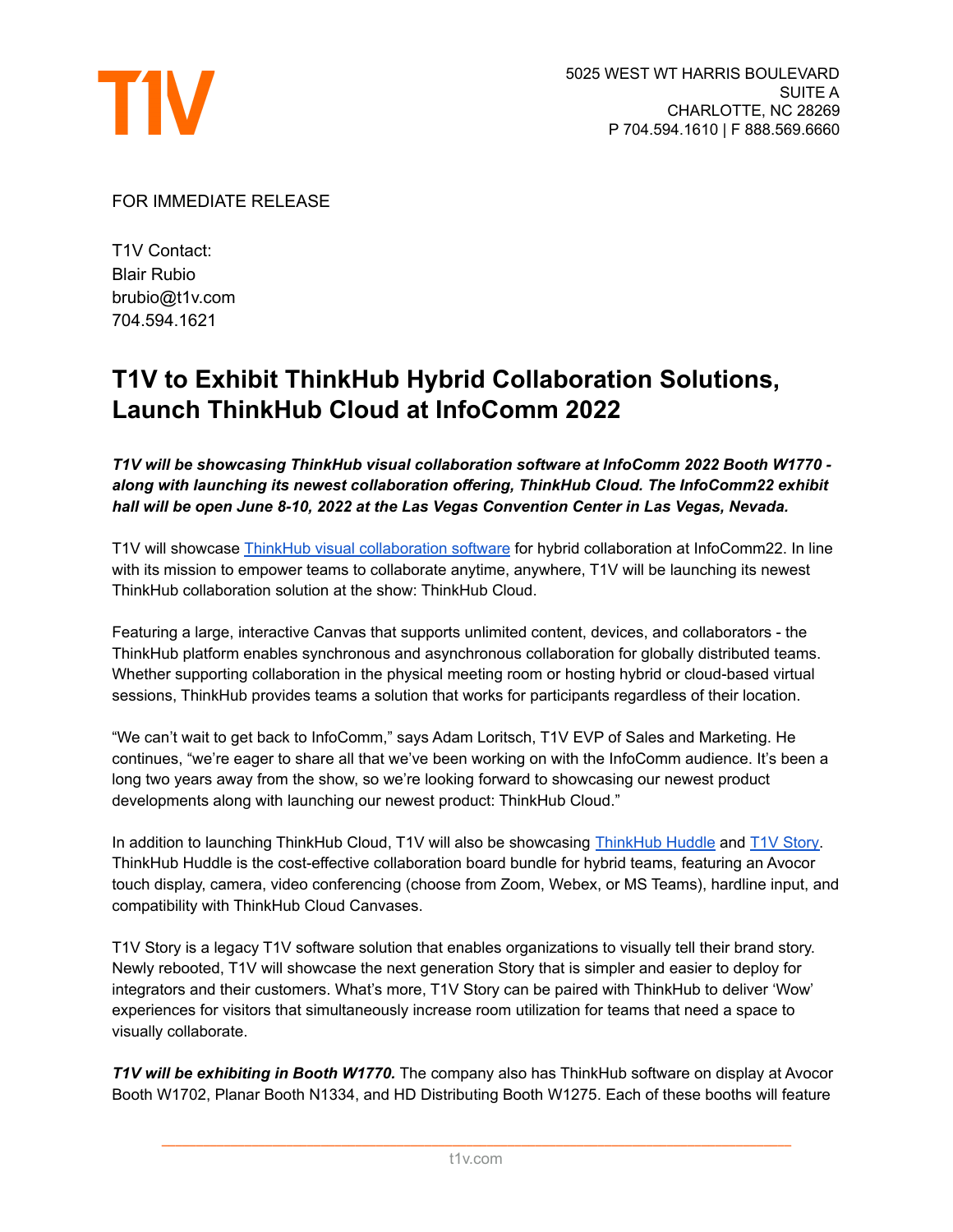T1V

5025 WEST WT HARRIS BOULEVARD
SUITE A
CHARLOTTE, NC 28269
P 704.594.1610 | F 888.569.6660

FOR IMMEDIATE RELEASE

T1V Contact:
Blair Rubio
brubio@t1v.com
704.594.1621

# T1V to Exhibit ThinkHub Hybrid Collaboration Solutions, Launch ThinkHub Cloud at InfoComm 2022

***T1V will be showcasing ThinkHub visual collaboration software at InfoComm 2022 Booth W1770 - along with launching its newest collaboration offering, ThinkHub Cloud. The InfoComm22 exhibit hall will be open June 8-10, 2022 at the Las Vegas Convention Center in Las Vegas, Nevada.***

T1V will showcase ThinkHub visual collaboration software for hybrid collaboration at InfoComm22. In line with its mission to empower teams to collaborate anytime, anywhere, T1V will be launching its newest ThinkHub collaboration solution at the show: ThinkHub Cloud.

Featuring a large, interactive Canvas that supports unlimited content, devices, and collaborators - the ThinkHub platform enables synchronous and asynchronous collaboration for globally distributed teams. Whether supporting collaboration in the physical meeting room or hosting hybrid or cloud-based virtual sessions, ThinkHub provides teams a solution that works for participants regardless of their location.

"We can't wait to get back to InfoComm," says Adam Loritsch, T1V EVP of Sales and Marketing. He continues, "we're eager to share all that we've been working on with the InfoComm audience. It's been a long two years away from the show, so we're looking forward to showcasing our newest product developments along with launching our newest product: ThinkHub Cloud."

In addition to launching ThinkHub Cloud, T1V will also be showcasing ThinkHub Huddle and T1V Story. ThinkHub Huddle is the cost-effective collaboration board bundle for hybrid teams, featuring an Avocor touch display, camera, video conferencing (choose from Zoom, Webex, or MS Teams), hardline input, and compatibility with ThinkHub Cloud Canvases.

T1V Story is a legacy T1V software solution that enables organizations to visually tell their brand story. Newly rebooted, T1V will showcase the next generation Story that is simpler and easier to deploy for integrators and their customers. What's more, T1V Story can be paired with ThinkHub to deliver 'Wow' experiences for visitors that simultaneously increase room utilization for teams that need a space to visually collaborate.

***T1V will be exhibiting in Booth W1770.*** The company also has ThinkHub software on display at Avocor Booth W1702, Planar Booth N1334, and HD Distributing Booth W1275. Each of these booths will feature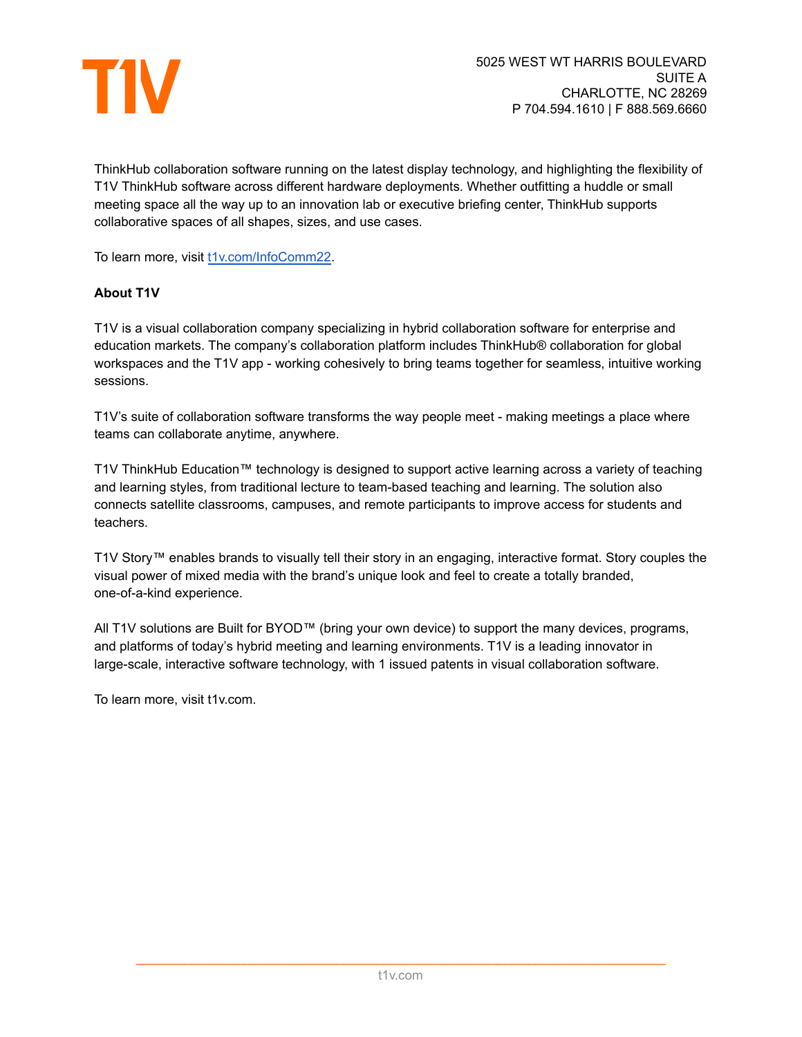ThinkHub collaboration software running on the latest display technology, and highlighting the flexibility of T1V ThinkHub software across different hardware deployments. Whether outfitting a huddle or small meeting space all the way up to an innovation lab or executive briefing center, ThinkHub supports collaborative spaces of all shapes, sizes, and use cases.

To learn more, visit [t1v.com/InfoComm22](t1v.com/InfoComm22).

**About T1V**

T1V is a visual collaboration company specializing in hybrid collaboration software for enterprise and education markets. The company's collaboration platform includes ThinkHub® collaboration for global workspaces and the T1V app - working cohesively to bring teams together for seamless, intuitive working sessions.

T1V's suite of collaboration software transforms the way people meet - making meetings a place where teams can collaborate anytime, anywhere.

T1V ThinkHub Education™ technology is designed to support active learning across a variety of teaching and learning styles, from traditional lecture to team-based teaching and learning. The solution also connects satellite classrooms, campuses, and remote participants to improve access for students and teachers.

T1V Story™ enables brands to visually tell their story in an engaging, interactive format. Story couples the visual power of mixed media with the brand's unique look and feel to create a totally branded, one-of-a-kind experience.

All T1V solutions are Built for BYOD™ (bring your own device) to support the many devices, programs, and platforms of today's hybrid meeting and learning environments. T1V is a leading innovator in large-scale, interactive software technology, with 1 issued patents in visual collaboration software.

To learn more, visit t1v.com.